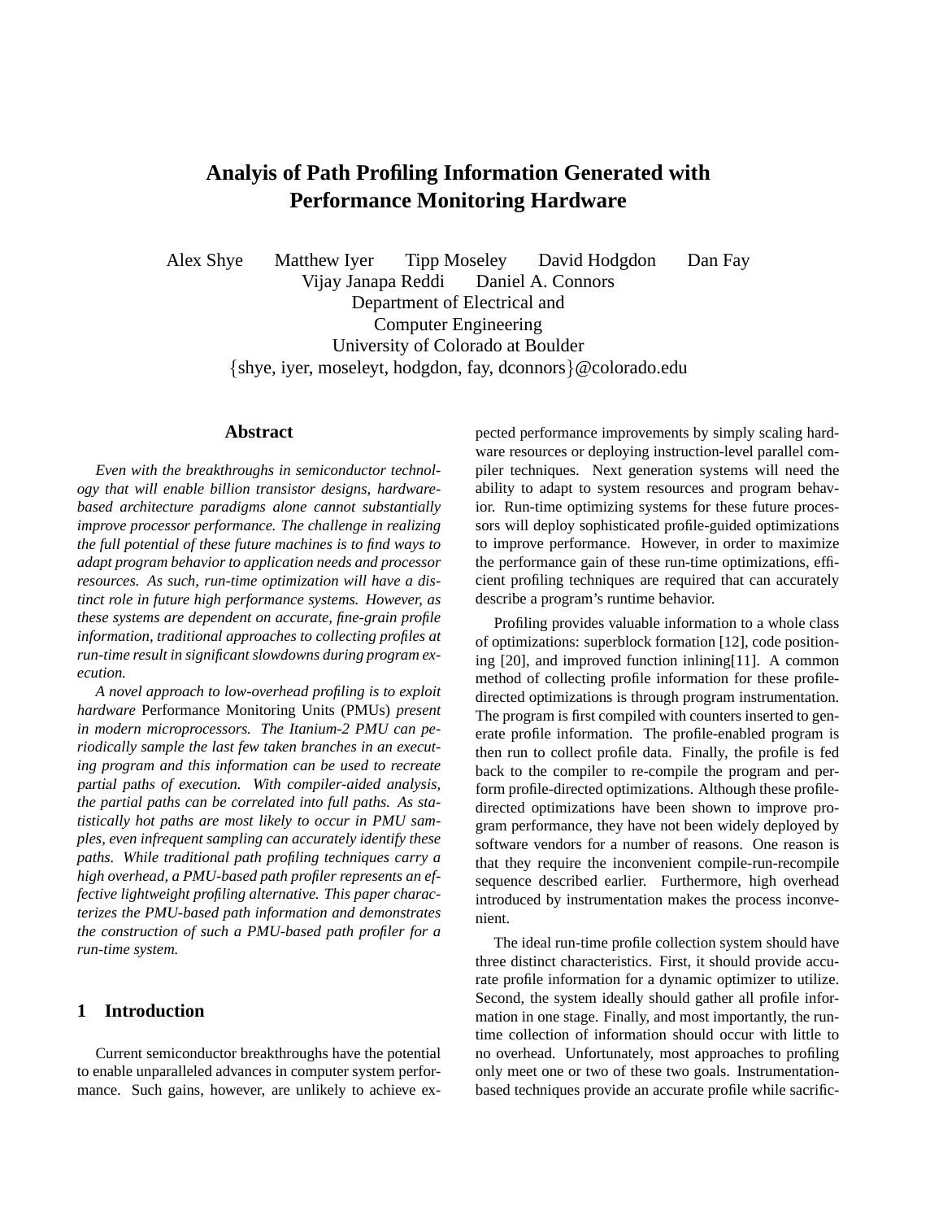# Analyis of Path Profiling Information Generated with Performance Monitoring Hardware

Alex Shye Matthew Iyer Tipp Moseley David Hodgdon Dan Fay
Vijay Janapa Reddi Daniel A. Connors
Department of Electrical and
Computer Engineering
University of Colorado at Boulder
{shye, iyer, moseleyt, hodgdon, fay, dconnors}@colorado.edu

## Abstract

*Even with the breakthroughs in semiconductor technology that will enable billion transistor designs, hardware-based architecture paradigms alone cannot substantially improve processor performance. The challenge in realizing the full potential of these future machines is to find ways to adapt program behavior to application needs and processor resources. As such, run-time optimization will have a distinct role in future high performance systems. However, as these systems are dependent on accurate, fine-grain profile information, traditional approaches to collecting profiles at run-time result in significant slowdowns during program execution.*

*A novel approach to low-overhead profiling is to exploit hardware* Performance Monitoring Units (PMUs) *present in modern microprocessors. The Itanium-2 PMU can periodically sample the last few taken branches in an executing program and this information can be used to recreate partial paths of execution. With compiler-aided analysis, the partial paths can be correlated into full paths. As statistically hot paths are most likely to occur in PMU samples, even infrequent sampling can accurately identify these paths. While traditional path profiling techniques carry a high overhead, a PMU-based path profiler represents an effective lightweight profiling alternative. This paper characterizes the PMU-based path information and demonstrates the construction of such a PMU-based path profiler for a run-time system.*

## 1 Introduction

Current semiconductor breakthroughs have the potential to enable unparalleled advances in computer system performance. Such gains, however, are unlikely to achieve expected performance improvements by simply scaling hardware resources or deploying instruction-level parallel compiler techniques. Next generation systems will need the ability to adapt to system resources and program behavior. Run-time optimizing systems for these future processors will deploy sophisticated profile-guided optimizations to improve performance. However, in order to maximize the performance gain of these run-time optimizations, efficient profiling techniques are required that can accurately describe a program's runtime behavior.

Profiling provides valuable information to a whole class of optimizations: superblock formation [12], code positioning [20], and improved function inlining[11]. A common method of collecting profile information for these profile-directed optimizations is through program instrumentation. The program is first compiled with counters inserted to generate profile information. The profile-enabled program is then run to collect profile data. Finally, the profile is fed back to the compiler to re-compile the program and perform profile-directed optimizations. Although these profile-directed optimizations have been shown to improve program performance, they have not been widely deployed by software vendors for a number of reasons. One reason is that they require the inconvenient compile-run-recompile sequence described earlier. Furthermore, high overhead introduced by instrumentation makes the process inconvenient.

The ideal run-time profile collection system should have three distinct characteristics. First, it should provide accurate profile information for a dynamic optimizer to utilize. Second, the system ideally should gather all profile information in one stage. Finally, and most importantly, the run-time collection of information should occur with little to no overhead. Unfortunately, most approaches to profiling only meet one or two of these two goals. Instrumentation-based techniques provide an accurate profile while sacrific-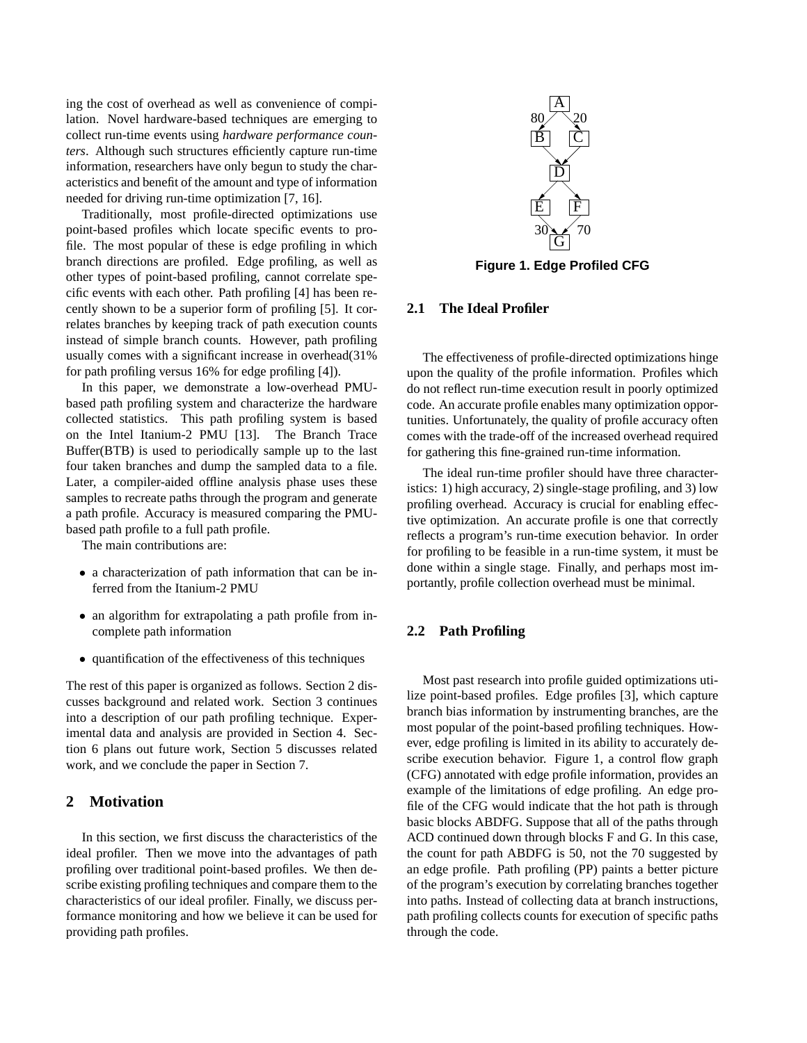ing the cost of overhead as well as convenience of compilation. Novel hardware-based techniques are emerging to collect run-time events using *hardware performance counters*. Although such structures efficiently capture run-time information, researchers have only begun to study the characteristics and benefit of the amount and type of information needed for driving run-time optimization [7, 16].

Traditionally, most profile-directed optimizations use point-based profiles which locate specific events to profile. The most popular of these is edge profiling in which branch directions are profiled. Edge profiling, as well as other types of point-based profiling, cannot correlate specific events with each other. Path profiling [4] has been recently shown to be a superior form of profiling [5]. It correlates branches by keeping track of path execution counts instead of simple branch counts. However, path profiling usually comes with a significant increase in overhead(31% for path profiling versus 16% for edge profiling [4]).

In this paper, we demonstrate a low-overhead PMU-based path profiling system and characterize the hardware collected statistics. This path profiling system is based on the Intel Itanium-2 PMU [13]. The Branch Trace Buffer(BTB) is used to periodically sample up to the last four taken branches and dump the sampled data to a file. Later, a compiler-aided offline analysis phase uses these samples to recreate paths through the program and generate a path profile. Accuracy is measured comparing the PMU-based path profile to a full path profile.

The main contributions are:

- a characterization of path information that can be inferred from the Itanium-2 PMU
- an algorithm for extrapolating a path profile from incomplete path information
- quantification of the effectiveness of this techniques

The rest of this paper is organized as follows. Section 2 discusses background and related work. Section 3 continues into a description of our path profiling technique. Experimental data and analysis are provided in Section 4. Section 6 plans out future work, Section 5 discusses related work, and we conclude the paper in Section 7.

## 2 Motivation

In this section, we first discuss the characteristics of the ideal profiler. Then we move into the advantages of path profiling over traditional point-based profiles. We then describe existing profiling techniques and compare them to the characteristics of our ideal profiler. Finally, we discuss performance monitoring and how we believe it can be used for providing path profiles.

**Figure 1. Edge Profiled CFG**

### 2.1 The Ideal Profiler

The effectiveness of profile-directed optimizations hinge upon the quality of the profile information. Profiles which do not reflect run-time execution result in poorly optimized code. An accurate profile enables many optimization opportunities. Unfortunately, the quality of profile accuracy often comes with the trade-off of the increased overhead required for gathering this fine-grained run-time information.

The ideal run-time profiler should have three characteristics: 1) high accuracy, 2) single-stage profiling, and 3) low profiling overhead. Accuracy is crucial for enabling effective optimization. An accurate profile is one that correctly reflects a program's run-time execution behavior. In order for profiling to be feasible in a run-time system, it must be done within a single stage. Finally, and perhaps most importantly, profile collection overhead must be minimal.

### 2.2 Path Profiling

Most past research into profile guided optimizations utilize point-based profiles. Edge profiles [3], which capture branch bias information by instrumenting branches, are the most popular of the point-based profiling techniques. However, edge profiling is limited in its ability to accurately describe execution behavior. Figure 1, a control flow graph (CFG) annotated with edge profile information, provides an example of the limitations of edge profiling. An edge profile of the CFG would indicate that the hot path is through basic blocks ABDFG. Suppose that all of the paths through ACD continued down through blocks F and G. In this case, the count for path ABDFG is 50, not the 70 suggested by an edge profile. Path profiling (PP) paints a better picture of the program's execution by correlating branches together into paths. Instead of collecting data at branch instructions, path profiling collects counts for execution of specific paths through the code.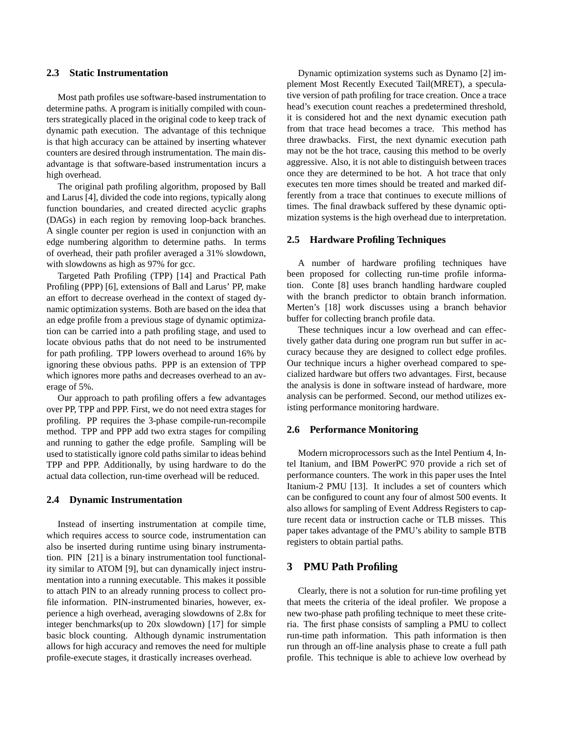### 2.3 Static Instrumentation

Most path profiles use software-based instrumentation to determine paths. A program is initially compiled with counters strategically placed in the original code to keep track of dynamic path execution. The advantage of this technique is that high accuracy can be attained by inserting whatever counters are desired through instrumentation. The main disadvantage is that software-based instrumentation incurs a high overhead.

The original path profiling algorithm, proposed by Ball and Larus [4], divided the code into regions, typically along function boundaries, and created directed acyclic graphs (DAGs) in each region by removing loop-back branches. A single counter per region is used in conjunction with an edge numbering algorithm to determine paths. In terms of overhead, their path profiler averaged a 31% slowdown, with slowdowns as high as 97% for gcc.

Targeted Path Profiling (TPP) [14] and Practical Path Profiling (PPP) [6], extensions of Ball and Larus' PP, make an effort to decrease overhead in the context of staged dynamic optimization systems. Both are based on the idea that an edge profile from a previous stage of dynamic optimization can be carried into a path profiling stage, and used to locate obvious paths that do not need to be instrumented for path profiling. TPP lowers overhead to around 16% by ignoring these obvious paths. PPP is an extension of TPP which ignores more paths and decreases overhead to an average of 5%.

Our approach to path profiling offers a few advantages over PP, TPP and PPP. First, we do not need extra stages for profiling. PP requires the 3-phase compile-run-recompile method. TPP and PPP add two extra stages for compiling and running to gather the edge profile. Sampling will be used to statistically ignore cold paths similar to ideas behind TPP and PPP. Additionally, by using hardware to do the actual data collection, run-time overhead will be reduced.

### 2.4 Dynamic Instrumentation

Instead of inserting instrumentation at compile time, which requires access to source code, instrumentation can also be inserted during runtime using binary instrumentation. PIN [21] is a binary instrumentation tool functionality similar to ATOM [9], but can dynamically inject instrumentation into a running executable. This makes it possible to attach PIN to an already running process to collect profile information. PIN-instrumented binaries, however, experience a high overhead, averaging slowdowns of 2.8x for integer benchmarks(up to 20x slowdown) [17] for simple basic block counting. Although dynamic instrumentation allows for high accuracy and removes the need for multiple profile-execute stages, it drastically increases overhead.

Dynamic optimization systems such as Dynamo [2] implement Most Recently Executed Tail(MRET), a speculative version of path profiling for trace creation. Once a trace head's execution count reaches a predetermined threshold, it is considered hot and the next dynamic execution path from that trace head becomes a trace. This method has three drawbacks. First, the next dynamic execution path may not be the hot trace, causing this method to be overly aggressive. Also, it is not able to distinguish between traces once they are determined to be hot. A hot trace that only executes ten more times should be treated and marked differently from a trace that continues to execute millions of times. The final drawback suffered by these dynamic optimization systems is the high overhead due to interpretation.

### 2.5 Hardware Profiling Techniques

A number of hardware profiling techniques have been proposed for collecting run-time profile information. Conte [8] uses branch handling hardware coupled with the branch predictor to obtain branch information. Merten's [18] work discusses using a branch behavior buffer for collecting branch profile data.

These techniques incur a low overhead and can effectively gather data during one program run but suffer in accuracy because they are designed to collect edge profiles. Our technique incurs a higher overhead compared to specialized hardware but offers two advantages. First, because the analysis is done in software instead of hardware, more analysis can be performed. Second, our method utilizes existing performance monitoring hardware.

### 2.6 Performance Monitoring

Modern microprocessors such as the Intel Pentium 4, Intel Itanium, and IBM PowerPC 970 provide a rich set of performance counters. The work in this paper uses the Intel Itanium-2 PMU [13]. It includes a set of counters which can be configured to count any four of almost 500 events. It also allows for sampling of Event Address Registers to capture recent data or instruction cache or TLB misses. This paper takes advantage of the PMU's ability to sample BTB registers to obtain partial paths.

## 3 PMU Path Profiling

Clearly, there is not a solution for run-time profiling yet that meets the criteria of the ideal profiler. We propose a new two-phase path profiling technique to meet these criteria. The first phase consists of sampling a PMU to collect run-time path information. This path information is then run through an off-line analysis phase to create a full path profile. This technique is able to achieve low overhead by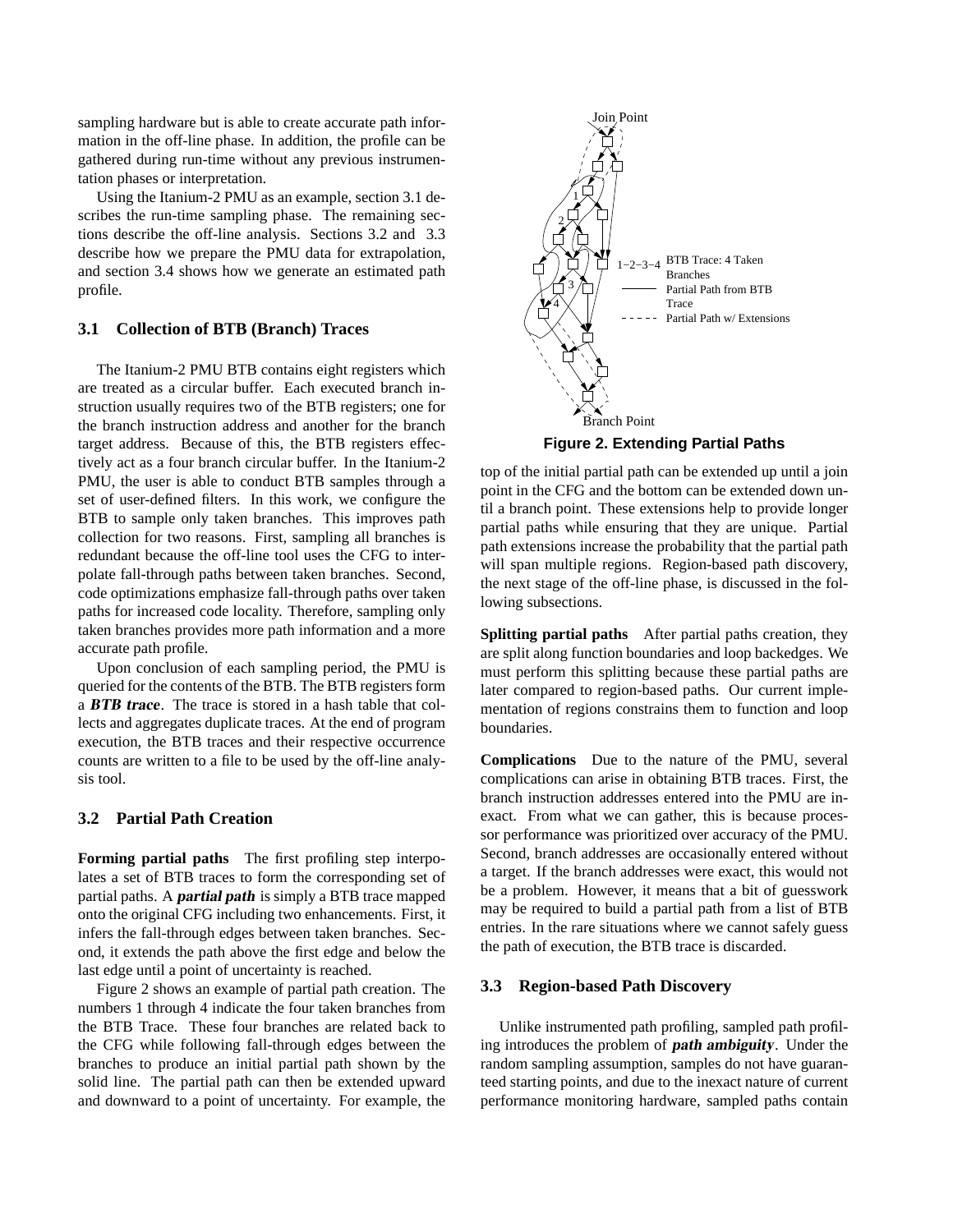sampling hardware but is able to create accurate path information in the off-line phase. In addition, the profile can be gathered during run-time without any previous instrumentation phases or interpretation.

Using the Itanium-2 PMU as an example, section 3.1 describes the run-time sampling phase. The remaining sections describe the off-line analysis. Sections 3.2 and 3.3 describe how we prepare the PMU data for extrapolation, and section 3.4 shows how we generate an estimated path profile.

### 3.1 Collection of BTB (Branch) Traces

The Itanium-2 PMU BTB contains eight registers which are treated as a circular buffer. Each executed branch instruction usually requires two of the BTB registers; one for the branch instruction address and another for the branch target address. Because of this, the BTB registers effectively act as a four branch circular buffer. In the Itanium-2 PMU, the user is able to conduct BTB samples through a set of user-defined filters. In this work, we configure the BTB to sample only taken branches. This improves path collection for two reasons. First, sampling all branches is redundant because the off-line tool uses the CFG to interpolate fall-through paths between taken branches. Second, code optimizations emphasize fall-through paths over taken paths for increased code locality. Therefore, sampling only taken branches provides more path information and a more accurate path profile.

Upon conclusion of each sampling period, the PMU is queried for the contents of the BTB. The BTB registers form a ***BTB trace***. The trace is stored in a hash table that collects and aggregates duplicate traces. At the end of program execution, the BTB traces and their respective occurrence counts are written to a file to be used by the off-line analysis tool.

### 3.2 Partial Path Creation

**Forming partial paths** The first profiling step interpolates a set of BTB traces to form the corresponding set of partial paths. A ***partial path*** is simply a BTB trace mapped onto the original CFG including two enhancements. First, it infers the fall-through edges between taken branches. Second, it extends the path above the first edge and below the last edge until a point of uncertainty is reached.

Figure 2 shows an example of partial path creation. The numbers 1 through 4 indicate the four taken branches from the BTB Trace. These four branches are related back to the CFG while following fall-through edges between the branches to produce an initial partial path shown by the solid line. The partial path can then be extended upward and downward to a point of uncertainty. For example, the top of the initial partial path can be extended up until a join point in the CFG and the bottom can be extended down until a branch point. These extensions help to provide longer partial paths while ensuring that they are unique. Partial path extensions increase the probability that the partial path will span multiple regions. Region-based path discovery, the next stage of the off-line phase, is discussed in the following subsections.

Join Point
1
2
3
4
1−2−3−4 BTB Trace: 4 Taken Branches
Partial Path from BTB Trace
Partial Path w/ Extensions
Branch Point

**Figure 2. Extending Partial Paths**

**Splitting partial paths** After partial paths creation, they are split along function boundaries and loop backedges. We must perform this splitting because these partial paths are later compared to region-based paths. Our current implementation of regions constrains them to function and loop boundaries.

**Complications** Due to the nature of the PMU, several complications can arise in obtaining BTB traces. First, the branch instruction addresses entered into the PMU are inexact. From what we can gather, this is because processor performance was prioritized over accuracy of the PMU. Second, branch addresses are occasionally entered without a target. If the branch addresses were exact, this would not be a problem. However, it means that a bit of guesswork may be required to build a partial path from a list of BTB entries. In the rare situations where we cannot safely guess the path of execution, the BTB trace is discarded.

### 3.3 Region-based Path Discovery

Unlike instrumented path profiling, sampled path profiling introduces the problem of ***path ambiguity***. Under the random sampling assumption, samples do not have guaranteed starting points, and due to the inexact nature of current performance monitoring hardware, sampled paths contain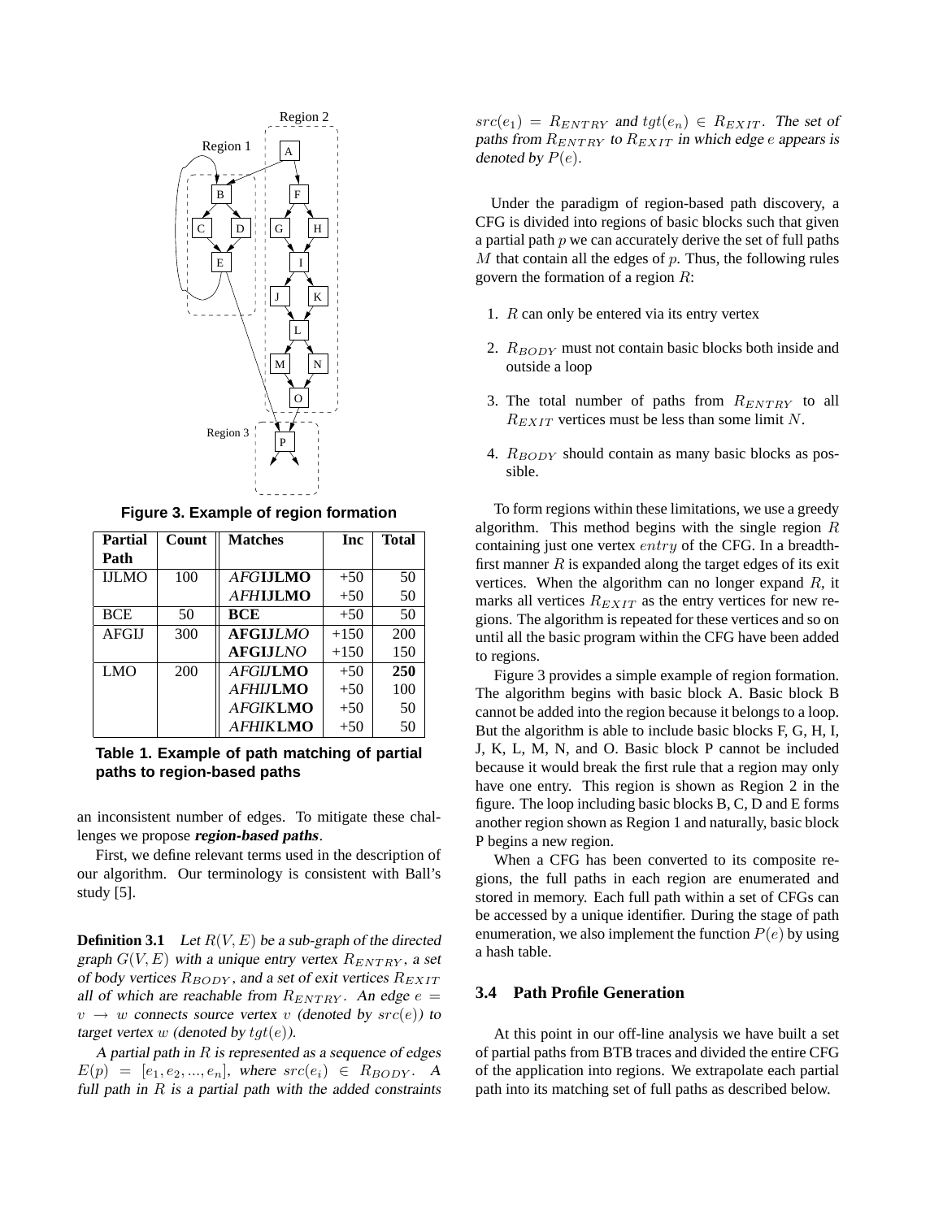**Figure 3. Example of region formation**

| Partial Path | Count | Matches | Inc | Total |
|---|---|---|---|---|
| IJLMO | 100 | *AFG***IJLMO** | +50 | 50 |
| | | *AFH***IJLMO** | +50 | 50 |
| BCE | 50 | **BCE** | +50 | 50 |
| AFGIJ | 300 | **AFGIJ***LMO* | +150 | 200 |
| | | **AFGIJ***LNO* | +150 | 150 |
| LMO | 200 | *AFGIJ***LMO** | +50 | **250** |
| | | *AFHIJ***LMO** | +50 | 100 |
| | | *AFGIK***LMO** | +50 | 50 |
| | | *AFHIK***LMO** | +50 | 50 |

**Table 1. Example of path matching of partial paths to region-based paths**

an inconsistent number of edges. To mitigate these challenges we propose ***region-based paths***.

First, we define relevant terms used in the description of our algorithm. Our terminology is consistent with Ball's study [5].

**Definition 3.1** *Let $R(V, E)$ be a sub-graph of the directed graph $G(V, E)$ with a unique entry vertex $R_{ENTRY}$, a set of body vertices $R_{BODY}$, and a set of exit vertices $R_{EXIT}$ all of which are reachable from $R_{ENTRY}$. An edge $e = v \rightarrow w$ connects source vertex $v$ (denoted by $src(e)$) to target vertex $w$ (denoted by $tgt(e)$).*

*A partial path in $R$ is represented as a sequence of edges $E(p) = [e_1, e_2, ..., e_n]$, where $src(e_i) \in R_{BODY}$. A full path in $R$ is a partial path with the added constraints $src(e_1) = R_{ENTRY}$ and $tgt(e_n) \in R_{EXIT}$. The set of paths from $R_{ENTRY}$ to $R_{EXIT}$ in which edge $e$ appears is denoted by $P(e)$.*

Under the paradigm of region-based path discovery, a CFG is divided into regions of basic blocks such that given a partial path $p$ we can accurately derive the set of full paths $M$ that contain all the edges of $p$. Thus, the following rules govern the formation of a region $R$:

1. $R$ can only be entered via its entry vertex
2. $R_{BODY}$ must not contain basic blocks both inside and outside a loop
3. The total number of paths from $R_{ENTRY}$ to all $R_{EXIT}$ vertices must be less than some limit $N$.
4. $R_{BODY}$ should contain as many basic blocks as possible.

To form regions within these limitations, we use a greedy algorithm. This method begins with the single region $R$ containing just one vertex $entry$ of the CFG. In a breadth-first manner $R$ is expanded along the target edges of its exit vertices. When the algorithm can no longer expand $R$, it marks all vertices $R_{EXIT}$ as the entry vertices for new regions. The algorithm is repeated for these vertices and so on until all the basic program within the CFG have been added to regions.

Figure 3 provides a simple example of region formation. The algorithm begins with basic block A. Basic block B cannot be added into the region because it belongs to a loop. But the algorithm is able to include basic blocks F, G, H, I, J, K, L, M, N, and O. Basic block P cannot be included because it would break the first rule that a region may only have one entry. This region is shown as Region 2 in the figure. The loop including basic blocks B, C, D and E forms another region shown as Region 1 and naturally, basic block P begins a new region.

When a CFG has been converted to its composite regions, the full paths in each region are enumerated and stored in memory. Each full path within a set of CFGs can be accessed by a unique identifier. During the stage of path enumeration, we also implement the function $P(e)$ by using a hash table.

### 3.4 Path Profile Generation

At this point in our off-line analysis we have built a set of partial paths from BTB traces and divided the entire CFG of the application into regions. We extrapolate each partial path into its matching set of full paths as described below.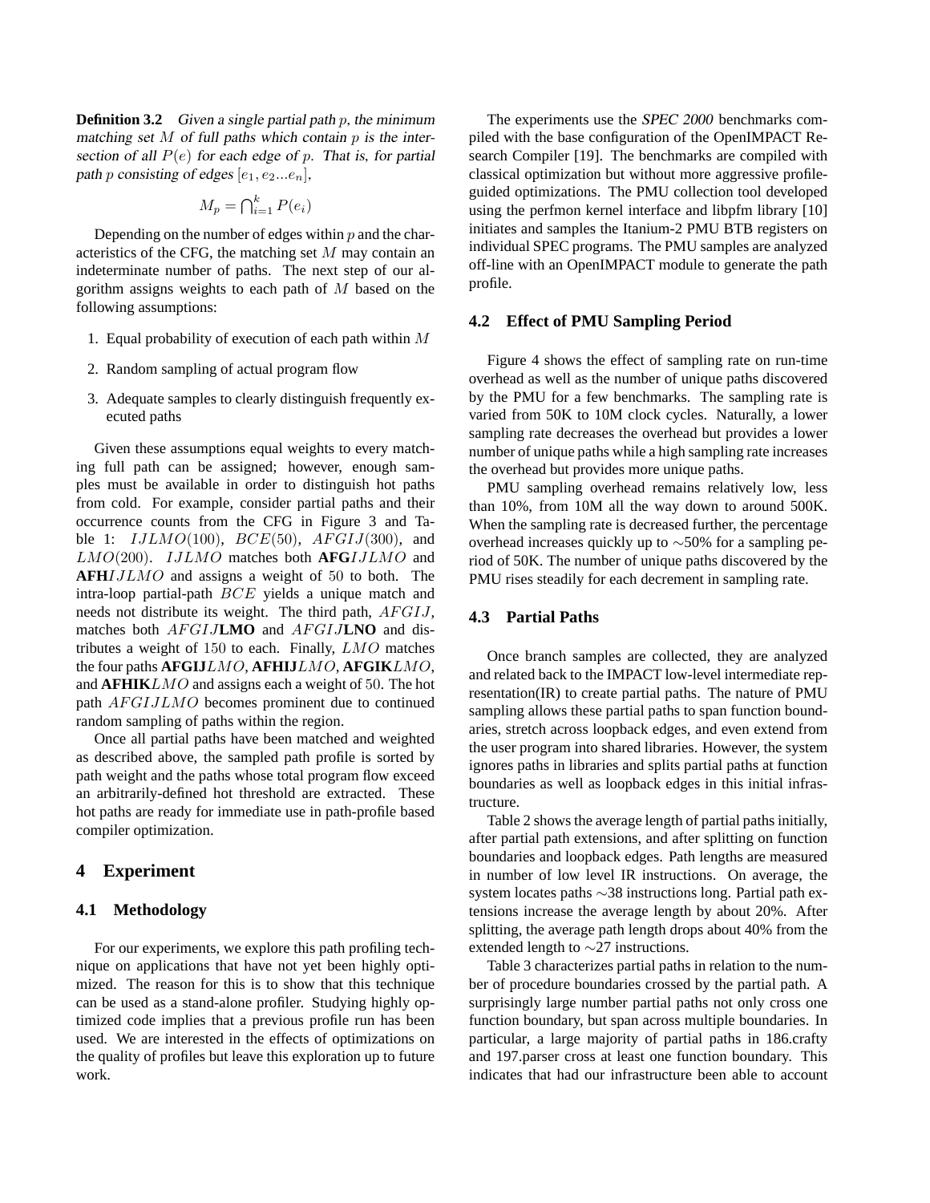**Definition 3.2** *Given a single partial path $p$, the minimum matching set $M$ of full paths which contain $p$ is the intersection of all $P(e)$ for each edge of $p$. That is, for partial path $p$ consisting of edges $[e_1, e_2...e_n]$,*

$$M_p = \bigcap_{i=1}^{k} P(e_i)$$

Depending on the number of edges within $p$ and the characteristics of the CFG, the matching set $M$ may contain an indeterminate number of paths. The next step of our algorithm assigns weights to each path of $M$ based on the following assumptions:

1. Equal probability of execution of each path within $M$
2. Random sampling of actual program flow
3. Adequate samples to clearly distinguish frequently executed paths

Given these assumptions equal weights to every matching full path can be assigned; however, enough samples must be available in order to distinguish hot paths from cold. For example, consider partial paths and their occurrence counts from the CFG in Figure 3 and Table 1: $IJLMO(100)$, $BCE(50)$, $AFGIJ(300)$, and $LMO(200)$. $IJLMO$ matches both **AFG**$IJLMO$ and **AFH**$IJLMO$ and assigns a weight of $50$ to both. The intra-loop partial-path $BCE$ yields a unique match and needs not distribute its weight. The third path, $AFGIJ$, matches both $AFGIJ$**LMO** and $AFGIJ$**LNO** and distributes a weight of $150$ to each. Finally, $LMO$ matches the four paths **AFGIJ**$LMO$, **AFHIJ**$LMO$, **AFGIK**$LMO$, and **AFHIK**$LMO$ and assigns each a weight of $50$. The hot path $AFGIJLMO$ becomes prominent due to continued random sampling of paths within the region.

Once all partial paths have been matched and weighted as described above, the sampled path profile is sorted by path weight and the paths whose total program flow exceed an arbitrarily-defined hot threshold are extracted. These hot paths are ready for immediate use in path-profile based compiler optimization.

## 4 Experiment

### 4.1 Methodology

For our experiments, we explore this path profiling technique on applications that have not yet been highly optimized. The reason for this is to show that this technique can be used as a stand-alone profiler. Studying highly optimized code implies that a previous profile run has been used. We are interested in the effects of optimizations on the quality of profiles but leave this exploration up to future work.

The experiments use the *SPEC 2000* benchmarks compiled with the base configuration of the OpenIMPACT Research Compiler [19]. The benchmarks are compiled with classical optimization but without more aggressive profile-guided optimizations. The PMU collection tool developed using the perfmon kernel interface and libpfm library [10] initiates and samples the Itanium-2 PMU BTB registers on individual SPEC programs. The PMU samples are analyzed off-line with an OpenIMPACT module to generate the path profile.

### 4.2 Effect of PMU Sampling Period

Figure 4 shows the effect of sampling rate on run-time overhead as well as the number of unique paths discovered by the PMU for a few benchmarks. The sampling rate is varied from 50K to 10M clock cycles. Naturally, a lower sampling rate decreases the overhead but provides a lower number of unique paths while a high sampling rate increases the overhead but provides more unique paths.

PMU sampling overhead remains relatively low, less than 10%, from 10M all the way down to around 500K. When the sampling rate is decreased further, the percentage overhead increases quickly up to $\sim$50% for a sampling period of 50K. The number of unique paths discovered by the PMU rises steadily for each decrement in sampling rate.

### 4.3 Partial Paths

Once branch samples are collected, they are analyzed and related back to the IMPACT low-level intermediate representation(IR) to create partial paths. The nature of PMU sampling allows these partial paths to span function boundaries, stretch across loopback edges, and even extend from the user program into shared libraries. However, the system ignores paths in libraries and splits partial paths at function boundaries as well as loopback edges in this initial infrastructure.

Table 2 shows the average length of partial paths initially, after partial path extensions, and after splitting on function boundaries and loopback edges. Path lengths are measured in number of low level IR instructions. On average, the system locates paths $\sim$38 instructions long. Partial path extensions increase the average length by about 20%. After splitting, the average path length drops about 40% from the extended length to $\sim$27 instructions.

Table 3 characterizes partial paths in relation to the number of procedure boundaries crossed by the partial path. A surprisingly large number partial paths not only cross one function boundary, but span across multiple boundaries. In particular, a large majority of partial paths in 186.crafty and 197.parser cross at least one function boundary. This indicates that had our infrastructure been able to account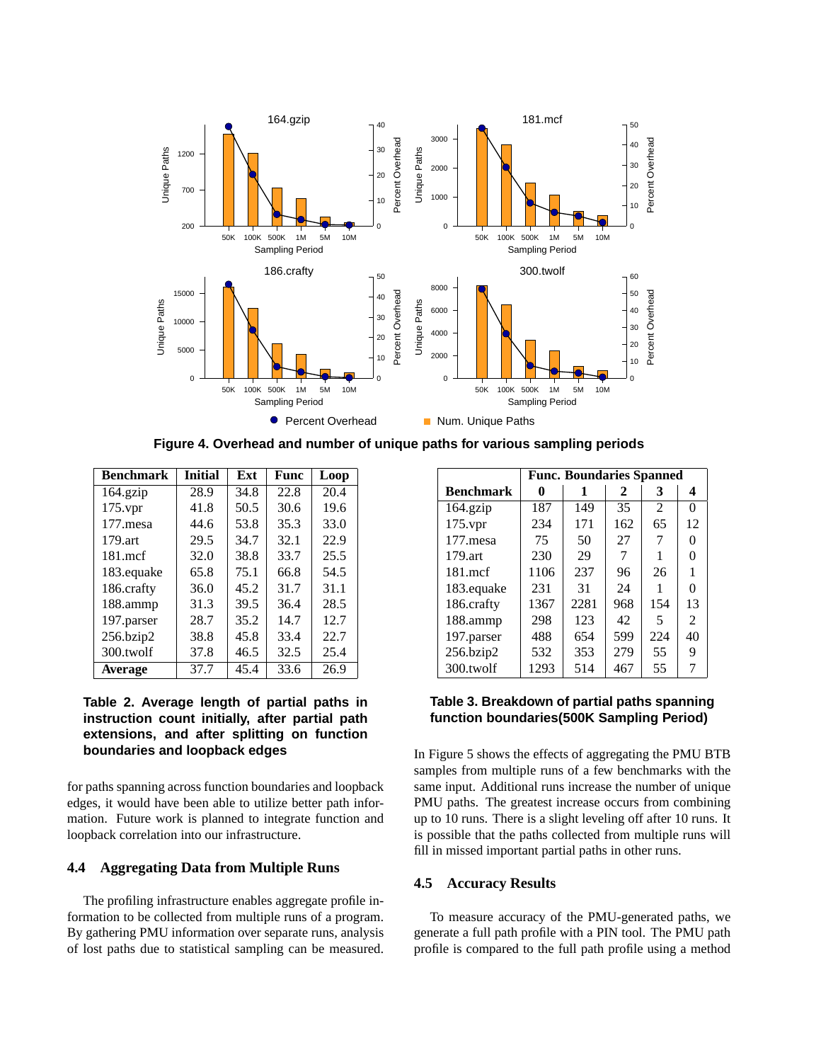Figure 4. Overhead and number of unique paths for various sampling periods

| Benchmark | Initial | Ext | Func | Loop |
|---|---|---|---|---|
| 164.gzip | 28.9 | 34.8 | 22.8 | 20.4 |
| 175.vpr | 41.8 | 50.5 | 30.6 | 19.6 |
| 177.mesa | 44.6 | 53.8 | 35.3 | 33.0 |
| 179.art | 29.5 | 34.7 | 32.1 | 22.9 |
| 181.mcf | 32.0 | 38.8 | 33.7 | 25.5 |
| 183.equake | 65.8 | 75.1 | 66.8 | 54.5 |
| 186.crafty | 36.0 | 45.2 | 31.7 | 31.1 |
| 188.ammp | 31.3 | 39.5 | 36.4 | 28.5 |
| 197.parser | 28.7 | 35.2 | 14.7 | 12.7 |
| 256.bzip2 | 38.8 | 45.8 | 33.4 | 22.7 |
| 300.twolf | 37.8 | 46.5 | 32.5 | 25.4 |
| **Average** | 37.7 | 45.4 | 33.6 | 26.9 |

**Table 2. Average length of partial paths in instruction count initially, after partial path extensions, and after splitting on function boundaries and loopback edges**

for paths spanning across function boundaries and loopback edges, it would have been able to utilize better path information. Future work is planned to integrate function and loopback correlation into our infrastructure.

### 4.4 Aggregating Data from Multiple Runs

The profiling infrastructure enables aggregate profile information to be collected from multiple runs of a program. By gathering PMU information over separate runs, analysis of lost paths due to statistical sampling can be measured.

| | Func. Boundaries Spanned | | | | |
|---|---|---|---|---|---|
| **Benchmark** | **0** | **1** | **2** | **3** | **4** |
| 164.gzip | 187 | 149 | 35 | 2 | 0 |
| 175.vpr | 234 | 171 | 162 | 65 | 12 |
| 177.mesa | 75 | 50 | 27 | 7 | 0 |
| 179.art | 230 | 29 | 7 | 1 | 0 |
| 181.mcf | 1106 | 237 | 96 | 26 | 1 |
| 183.equake | 231 | 31 | 24 | 1 | 0 |
| 186.crafty | 1367 | 2281 | 968 | 154 | 13 |
| 188.ammp | 298 | 123 | 42 | 5 | 2 |
| 197.parser | 488 | 654 | 599 | 224 | 40 |
| 256.bzip2 | 532 | 353 | 279 | 55 | 9 |
| 300.twolf | 1293 | 514 | 467 | 55 | 7 |

**Table 3. Breakdown of partial paths spanning function boundaries(500K Sampling Period)**

In Figure 5 shows the effects of aggregating the PMU BTB samples from multiple runs of a few benchmarks with the same input. Additional runs increase the number of unique PMU paths. The greatest increase occurs from combining up to 10 runs. There is a slight leveling off after 10 runs. It is possible that the paths collected from multiple runs will fill in missed important partial paths in other runs.

### 4.5 Accuracy Results

To measure accuracy of the PMU-generated paths, we generate a full path profile with a PIN tool. The PMU path profile is compared to the full path profile using a method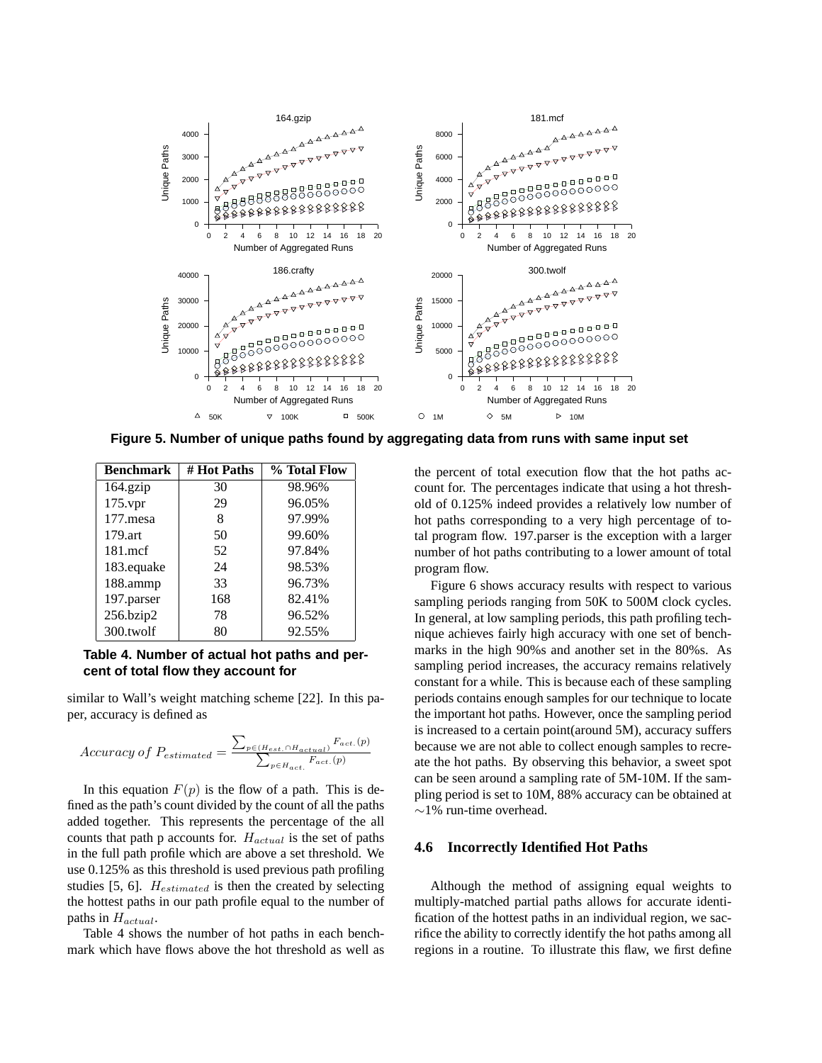Figure 5. Number of unique paths found by aggregating data from runs with same input set

| Benchmark | # Hot Paths | % Total Flow |
|---|---|---|
| 164.gzip | 30 | 98.96% |
| 175.vpr | 29 | 96.05% |
| 177.mesa | 8 | 97.99% |
| 179.art | 50 | 99.60% |
| 181.mcf | 52 | 97.84% |
| 183.equake | 24 | 98.53% |
| 188.ammp | 33 | 96.73% |
| 197.parser | 168 | 82.41% |
| 256.bzip2 | 78 | 96.52% |
| 300.twolf | 80 | 92.55% |

**Table 4. Number of actual hot paths and percent of total flow they account for**

similar to Wall's weight matching scheme [22]. In this paper, accuracy is defined as

$$Accuracy\ of\ P_{estimated} = \frac{\sum_{p \in (H_{est.} \cap H_{actual})} F_{act.}(p)}{\sum_{p \in H_{act.}} F_{act.}(p)}$$

In this equation $F(p)$ is the flow of a path. This is defined as the path's count divided by the count of all the paths added together. This represents the percentage of the all counts that path p accounts for. $H_{actual}$ is the set of paths in the full path profile which are above a set threshold. We use 0.125% as this threshold is used previous path profiling studies [5, 6]. $H_{estimated}$ is then the created by selecting the hottest paths in our path profile equal to the number of paths in $H_{actual}$.

Table 4 shows the number of hot paths in each benchmark which have flows above the hot threshold as well as the percent of total execution flow that the hot paths account for. The percentages indicate that using a hot threshold of 0.125% indeed provides a relatively low number of hot paths corresponding to a very high percentage of total program flow. 197.parser is the exception with a larger number of hot paths contributing to a lower amount of total program flow.

Figure 6 shows accuracy results with respect to various sampling periods ranging from 50K to 500M clock cycles. In general, at low sampling periods, this path profiling technique achieves fairly high accuracy with one set of benchmarks in the high 90%s and another set in the 80%s. As sampling period increases, the accuracy remains relatively constant for a while. This is because each of these sampling periods contains enough samples for our technique to locate the important hot paths. However, once the sampling period is increased to a certain point(around 5M), accuracy suffers because we are not able to collect enough samples to recreate the hot paths. By observing this behavior, a sweet spot can be seen around a sampling rate of 5M-10M. If the sampling period is set to 10M, 88% accuracy can be obtained at $\sim$1% run-time overhead.

### 4.6 Incorrectly Identified Hot Paths

Although the method of assigning equal weights to multiply-matched partial paths allows for accurate identification of the hottest paths in an individual region, we sacrifice the ability to correctly identify the hot paths among all regions in a routine. To illustrate this flaw, we first define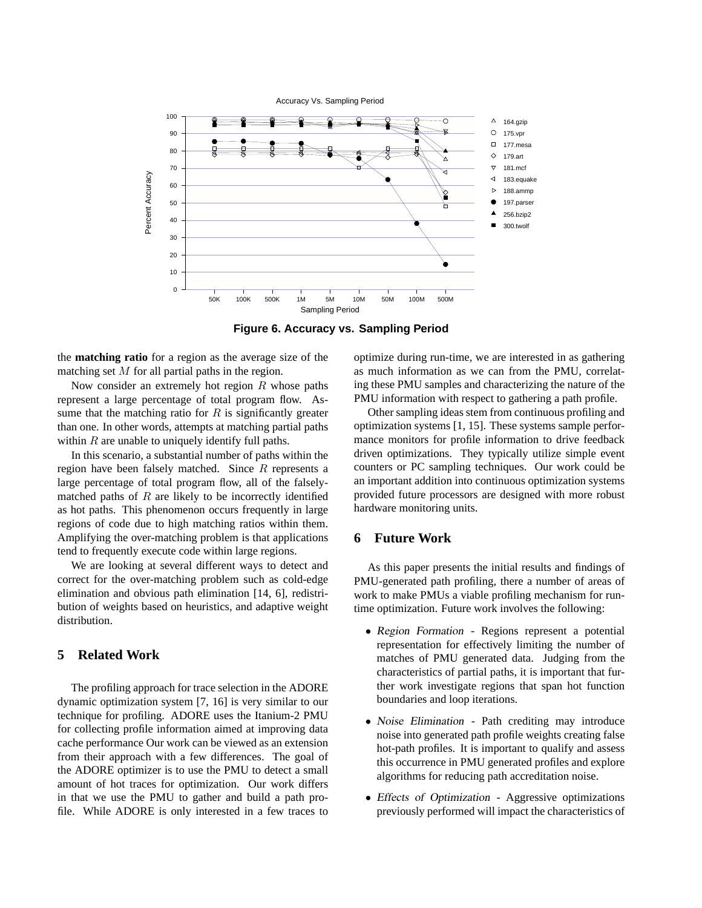**Figure 6. Accuracy vs. Sampling Period**

the **matching ratio** for a region as the average size of the matching set $M$ for all partial paths in the region.

Now consider an extremely hot region $R$ whose paths represent a large percentage of total program flow. Assume that the matching ratio for $R$ is significantly greater than one. In other words, attempts at matching partial paths within $R$ are unable to uniquely identify full paths.

In this scenario, a substantial number of paths within the region have been falsely matched. Since $R$ represents a large percentage of total program flow, all of the falsely-matched paths of $R$ are likely to be incorrectly identified as hot paths. This phenomenon occurs frequently in large regions of code due to high matching ratios within them. Amplifying the over-matching problem is that applications tend to frequently execute code within large regions.

We are looking at several different ways to detect and correct for the over-matching problem such as cold-edge elimination and obvious path elimination [14, 6], redistribution of weights based on heuristics, and adaptive weight distribution.

## 5 Related Work

The profiling approach for trace selection in the ADORE dynamic optimization system [7, 16] is very similar to our technique for profiling. ADORE uses the Itanium-2 PMU for collecting profile information aimed at improving data cache performance Our work can be viewed as an extension from their approach with a few differences. The goal of the ADORE optimizer is to use the PMU to detect a small amount of hot traces for optimization. Our work differs in that we use the PMU to gather and build a path profile. While ADORE is only interested in a few traces to optimize during run-time, we are interested in as gathering as much information as we can from the PMU, correlating these PMU samples and characterizing the nature of the PMU information with respect to gathering a path profile.

Other sampling ideas stem from continuous profiling and optimization systems [1, 15]. These systems sample performance monitors for profile information to drive feedback driven optimizations. They typically utilize simple event counters or PC sampling techniques. Our work could be an important addition into continuous optimization systems provided future processors are designed with more robust hardware monitoring units.

## 6 Future Work

As this paper presents the initial results and findings of PMU-generated path profiling, there a number of areas of work to make PMUs a viable profiling mechanism for run-time optimization. Future work involves the following:

- *Region Formation* - Regions represent a potential representation for effectively limiting the number of matches of PMU generated data. Judging from the characteristics of partial paths, it is important that further work investigate regions that span hot function boundaries and loop iterations.
- *Noise Elimination* - Path crediting may introduce noise into generated path profile weights creating false hot-path profiles. It is important to qualify and assess this occurrence in PMU generated profiles and explore algorithms for reducing path accreditation noise.
- *Effects of Optimization* - Aggressive optimizations previously performed will impact the characteristics of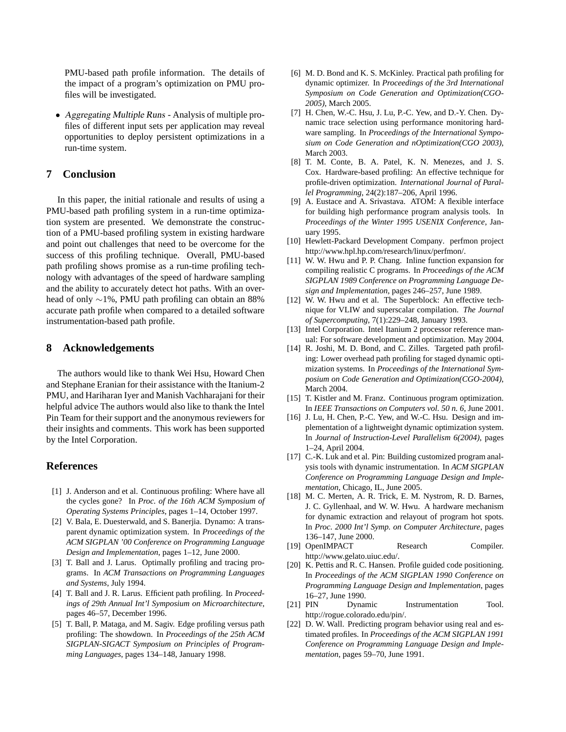PMU-based path profile information. The details of the impact of a program's optimization on PMU profiles will be investigated.

- *Aggregating Multiple Runs* - Analysis of multiple profiles of different input sets per application may reveal opportunities to deploy persistent optimizations in a run-time system.

## 7 Conclusion

In this paper, the initial rationale and results of using a PMU-based path profiling system in a run-time optimization system are presented. We demonstrate the construction of a PMU-based profiling system in existing hardware and point out challenges that need to be overcome for the success of this profiling technique. Overall, PMU-based path profiling shows promise as a run-time profiling technology with advantages of the speed of hardware sampling and the ability to accurately detect hot paths. With an overhead of only $\sim$1%, PMU path profiling can obtain an 88% accurate path profile when compared to a detailed software instrumentation-based path profile.

## 8 Acknowledgements

The authors would like to thank Wei Hsu, Howard Chen and Stephane Eranian for their assistance with the Itanium-2 PMU, and Hariharan Iyer and Manish Vachharajani for their helpful advice The authors would also like to thank the Intel Pin Team for their support and the anonymous reviewers for their insights and comments. This work has been supported by the Intel Corporation.

## References

[1] J. Anderson and et al. Continuous profiling: Where have all the cycles gone? In *Proc. of the 16th ACM Symposium of Operating Systems Principles*, pages 1–14, October 1997.

[2] V. Bala, E. Duesterwald, and S. Banerjia. Dynamo: A transparent dynamic optimization system. In *Proceedings of the ACM SIGPLAN '00 Conference on Programming Language Design and Implementation*, pages 1–12, June 2000.

[3] T. Ball and J. Larus. Optimally profiling and tracing programs. In *ACM Transactions on Programming Languages and Systems*, July 1994.

[4] T. Ball and J. R. Larus. Efficient path profiling. In *Proceedings of 29th Annual Int'l Symposium on Microarchitecture*, pages 46–57, December 1996.

[5] T. Ball, P. Mataga, and M. Sagiv. Edge profiling versus path profiling: The showdown. In *Proceedings of the 25th ACM SIGPLAN-SIGACT Symposium on Principles of Programming Languages*, pages 134–148, January 1998.

[6] M. D. Bond and K. S. McKinley. Practical path profiling for dynamic optimizer. In *Proceedings of the 3rd International Symposium on Code Generation and Optimization(CGO-2005)*, March 2005.

[7] H. Chen, W.-C. Hsu, J. Lu, P.-C. Yew, and D.-Y. Chen. Dynamic trace selection using performance monitoring hardware sampling. In *Proceedings of the International Symposium on Code Generation and nOptimization(CGO 2003)*, March 2003.

[8] T. M. Conte, B. A. Patel, K. N. Menezes, and J. S. Cox. Hardware-based profiling: An effective technique for profile-driven optimization. *International Journal of Parallel Programming*, 24(2):187–206, April 1996.

[9] A. Eustace and A. Srivastava. ATOM: A flexible interface for building high performance program analysis tools. In *Proceedings of the Winter 1995 USENIX Conference*, January 1995.

[10] Hewlett-Packard Development Company. perfmon project http://www.hpl.hp.com/research/linux/perfmon/.

[11] W. W. Hwu and P. P. Chang. Inline function expansion for compiling realistic C programs. In *Proceedings of the ACM SIGPLAN 1989 Conference on Programming Language Design and Implementation*, pages 246–257, June 1989.

[12] W. W. Hwu and et al. The Superblock: An effective technique for VLIW and superscalar compilation. *The Journal of Supercomputing*, 7(1):229–248, January 1993.

[13] Intel Corporation. Intel Itanium 2 processor reference manual: For software development and optimization. May 2004.

[14] R. Joshi, M. D. Bond, and C. Zilles. Targeted path profiling: Lower overhead path profiling for staged dynamic optimization systems. In *Proceedings of the International Symposium on Code Generation and Optimization(CGO-2004)*, March 2004.

[15] T. Kistler and M. Franz. Continuous program optimization. In *IEEE Transactions on Computers vol. 50 n. 6*, June 2001.

[16] J. Lu, H. Chen, P.-C. Yew, and W.-C. Hsu. Design and implementation of a lightweight dynamic optimization system. In *Journal of Instruction-Level Parallelism 6(2004)*, pages 1–24, April 2004.

[17] C.-K. Luk and et al. Pin: Building customized program analysis tools with dynamic instrumentation. In *ACM SIGPLAN Conference on Programming Language Design and Implementation*, Chicago, IL, June 2005.

[18] M. C. Merten, A. R. Trick, E. M. Nystrom, R. D. Barnes, J. C. Gyllenhaal, and W. W. Hwu. A hardware mechanism for dynamic extraction and relayout of program hot spots. In *Proc. 2000 Int'l Symp. on Computer Architecture*, pages 136–147, June 2000.

[19] OpenIMPACT Research Compiler. http://www.gelato.uiuc.edu/.

[20] K. Pettis and R. C. Hansen. Profile guided code positioning. In *Proceedings of the ACM SIGPLAN 1990 Conference on Programming Language Design and Implementation*, pages 16–27, June 1990.

[21] PIN Dynamic Instrumentation Tool. http://rogue.colorado.edu/pin/.

[22] D. W. Wall. Predicting program behavior using real and estimated profiles. In *Proceedings of the ACM SIGPLAN 1991 Conference on Programming Language Design and Implementation*, pages 59–70, June 1991.